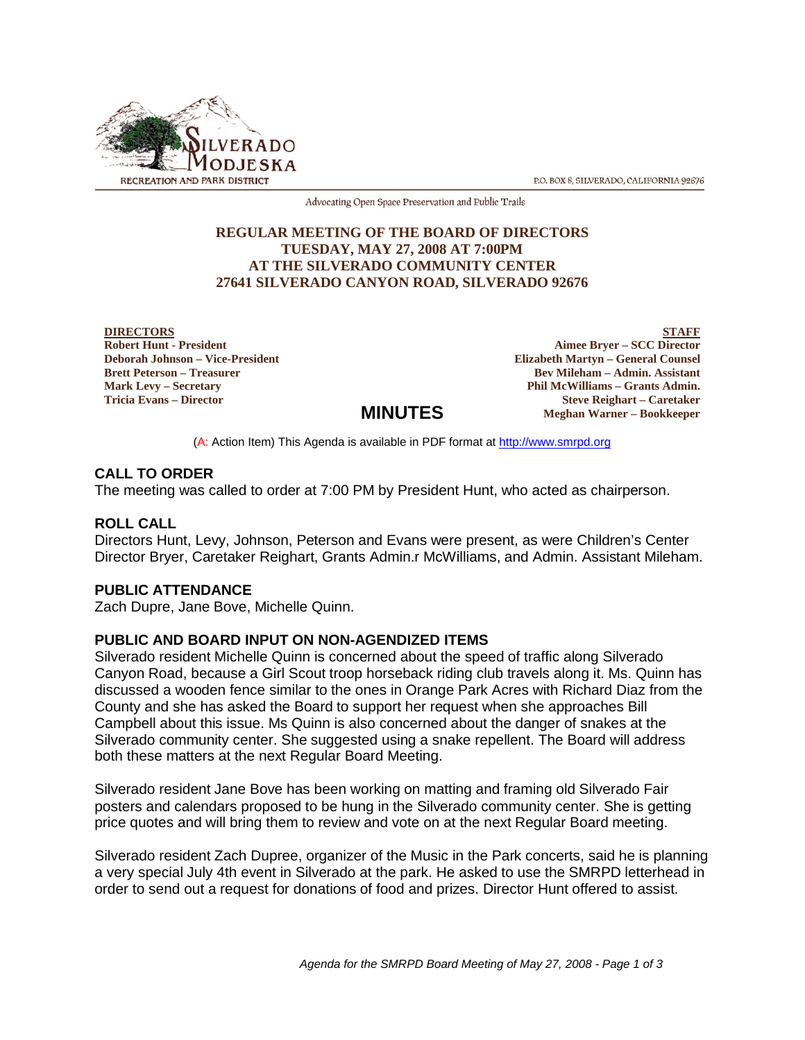SILVERADO MODJESKA RECREATION AND PARK DISTRICT

P.O. BOX 8, SILVERADO, CALIFORNIA 92676

Advocating Open Space Preservation and Public Trails

**REGULAR MEETING OF THE BOARD OF DIRECTORS**
**TUESDAY, MAY 27, 2008 AT 7:00PM**
**AT THE SILVERADO COMMUNITY CENTER**
**27641 SILVERADO CANYON ROAD, SILVERADO 92676**

| DIRECTORS | STAFF |
|---|---|
| Robert Hunt - President | Aimee Bryer – SCC Director |
| Deborah Johnson – Vice-President | Elizabeth Martyn – General Counsel |
| Brett Peterson – Treasurer | Bev Mileham – Admin. Assistant |
| Mark Levy – Secretary | Phil McWilliams – Grants Admin. |
| Tricia Evans – Director | Steve Reighart – Caretaker |
| | Meghan Warner – Bookkeeper |

# MINUTES

(A: Action Item) This Agenda is available in PDF format at http://www.smrpd.org

## CALL TO ORDER

The meeting was called to order at 7:00 PM by President Hunt, who acted as chairperson.

## ROLL CALL

Directors Hunt, Levy, Johnson, Peterson and Evans were present, as were Children's Center Director Bryer, Caretaker Reighart, Grants Admin.r McWilliams, and Admin. Assistant Mileham.

## PUBLIC ATTENDANCE

Zach Dupre, Jane Bove, Michelle Quinn.

## PUBLIC AND BOARD INPUT ON NON-AGENDIZED ITEMS

Silverado resident Michelle Quinn is concerned about the speed of traffic along Silverado Canyon Road, because a Girl Scout troop horseback riding club travels along it. Ms. Quinn has discussed a wooden fence similar to the ones in Orange Park Acres with Richard Diaz from the County and she has asked the Board to support her request when she approaches Bill Campbell about this issue. Ms Quinn is also concerned about the danger of snakes at the Silverado community center. She suggested using a snake repellent. The Board will address both these matters at the next Regular Board Meeting.

Silverado resident Jane Bove has been working on matting and framing old Silverado Fair posters and calendars proposed to be hung in the Silverado community center. She is getting price quotes and will bring them to review and vote on at the next Regular Board meeting.

Silverado resident Zach Dupree, organizer of the Music in the Park concerts, said he is planning a very special July 4th event in Silverado at the park. He asked to use the SMRPD letterhead in order to send out a request for donations of food and prizes. Director Hunt offered to assist.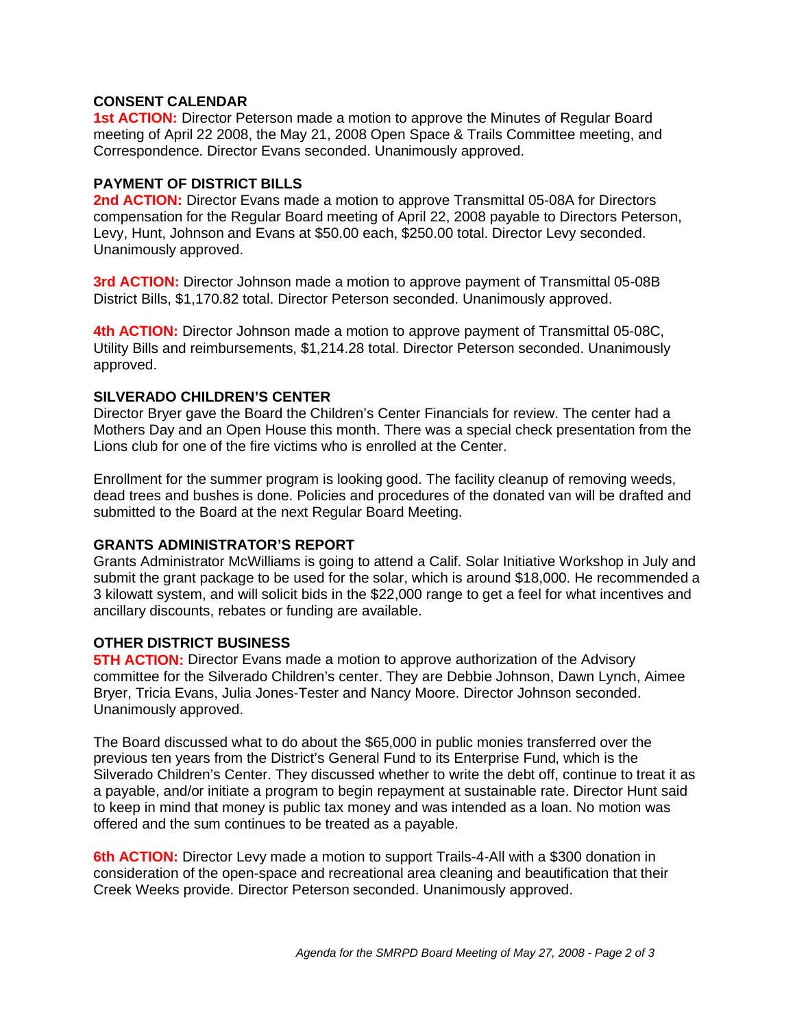## CONSENT CALENDAR

**1st ACTION:** Director Peterson made a motion to approve the Minutes of Regular Board meeting of April 22 2008, the May 21, 2008 Open Space & Trails Committee meeting, and Correspondence. Director Evans seconded. Unanimously approved.

## PAYMENT OF DISTRICT BILLS

**2nd ACTION:** Director Evans made a motion to approve Transmittal 05-08A for Directors compensation for the Regular Board meeting of April 22, 2008 payable to Directors Peterson, Levy, Hunt, Johnson and Evans at $50.00 each, $250.00 total. Director Levy seconded. Unanimously approved.

**3rd ACTION:** Director Johnson made a motion to approve payment of Transmittal 05-08B District Bills, $1,170.82 total. Director Peterson seconded. Unanimously approved.

**4th ACTION:** Director Johnson made a motion to approve payment of Transmittal 05-08C, Utility Bills and reimbursements, $1,214.28 total. Director Peterson seconded. Unanimously approved.

## SILVERADO CHILDREN'S CENTER

Director Bryer gave the Board the Children's Center Financials for review. The center had a Mothers Day and an Open House this month. There was a special check presentation from the Lions club for one of the fire victims who is enrolled at the Center.

Enrollment for the summer program is looking good. The facility cleanup of removing weeds, dead trees and bushes is done. Policies and procedures of the donated van will be drafted and submitted to the Board at the next Regular Board Meeting.

## GRANTS ADMINISTRATOR'S REPORT

Grants Administrator McWilliams is going to attend a Calif. Solar Initiative Workshop in July and submit the grant package to be used for the solar, which is around $18,000. He recommended a 3 kilowatt system, and will solicit bids in the $22,000 range to get a feel for what incentives and ancillary discounts, rebates or funding are available.

## OTHER DISTRICT BUSINESS

**5TH ACTION:** Director Evans made a motion to approve authorization of the Advisory committee for the Silverado Children's center. They are Debbie Johnson, Dawn Lynch, Aimee Bryer, Tricia Evans, Julia Jones-Tester and Nancy Moore. Director Johnson seconded. Unanimously approved.

The Board discussed what to do about the $65,000 in public monies transferred over the previous ten years from the District's General Fund to its Enterprise Fund, which is the Silverado Children's Center. They discussed whether to write the debt off, continue to treat it as a payable, and/or initiate a program to begin repayment at sustainable rate. Director Hunt said to keep in mind that money is public tax money and was intended as a loan. No motion was offered and the sum continues to be treated as a payable.

**6th ACTION:** Director Levy made a motion to support Trails-4-All with a $300 donation in consideration of the open-space and recreational area cleaning and beautification that their Creek Weeks provide. Director Peterson seconded. Unanimously approved.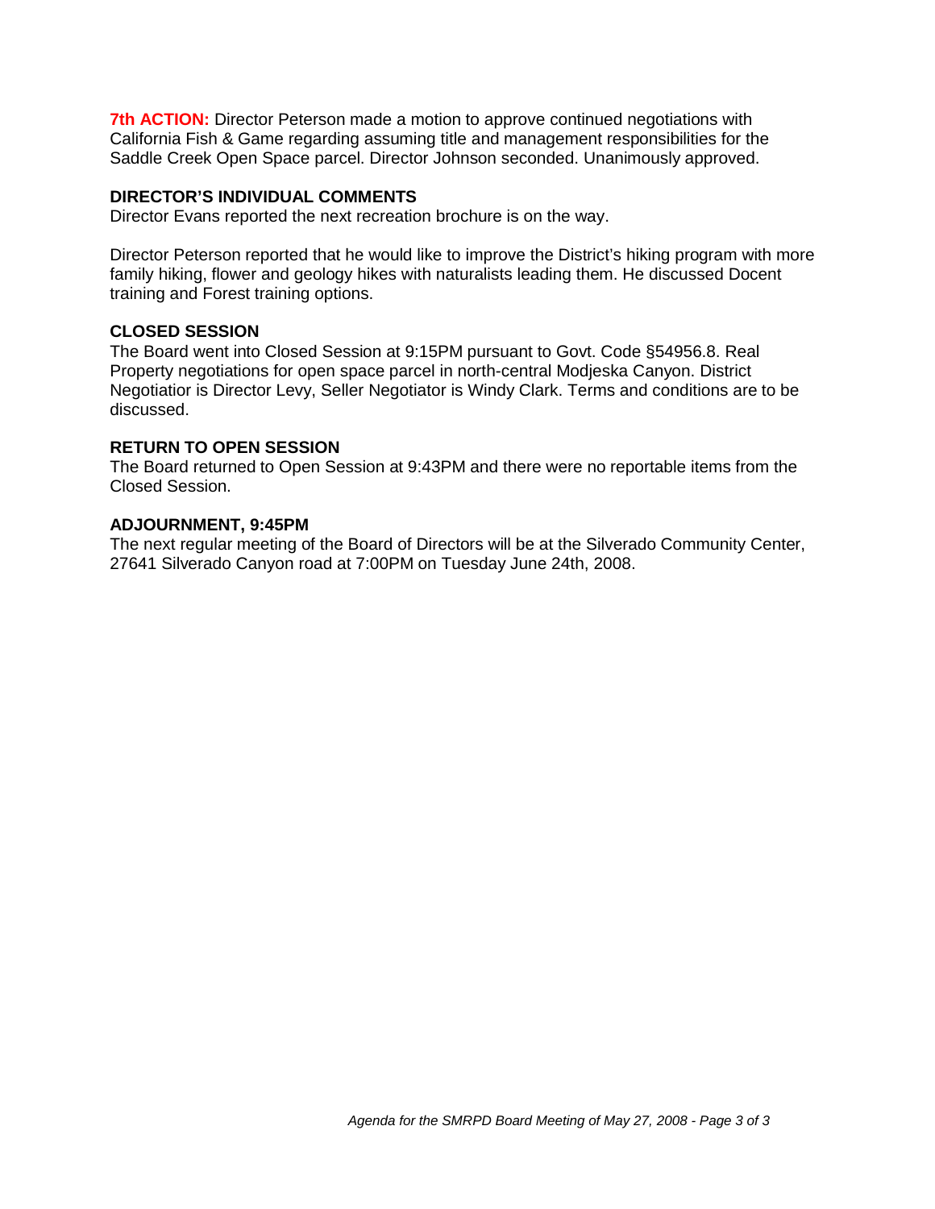**7th ACTION:** Director Peterson made a motion to approve continued negotiations with California Fish & Game regarding assuming title and management responsibilities for the Saddle Creek Open Space parcel. Director Johnson seconded. Unanimously approved.

**DIRECTOR'S INDIVIDUAL COMMENTS**

Director Evans reported the next recreation brochure is on the way.

Director Peterson reported that he would like to improve the District's hiking program with more family hiking, flower and geology hikes with naturalists leading them. He discussed Docent training and Forest training options.

**CLOSED SESSION**

The Board went into Closed Session at 9:15PM pursuant to Govt. Code §54956.8. Real Property negotiations for open space parcel in north-central Modjeska Canyon. District Negotiatior is Director Levy, Seller Negotiator is Windy Clark. Terms and conditions are to be discussed.

**RETURN TO OPEN SESSION**

The Board returned to Open Session at 9:43PM and there were no reportable items from the Closed Session.

**ADJOURNMENT, 9:45PM**

The next regular meeting of the Board of Directors will be at the Silverado Community Center, 27641 Silverado Canyon road at 7:00PM on Tuesday June 24th, 2008.